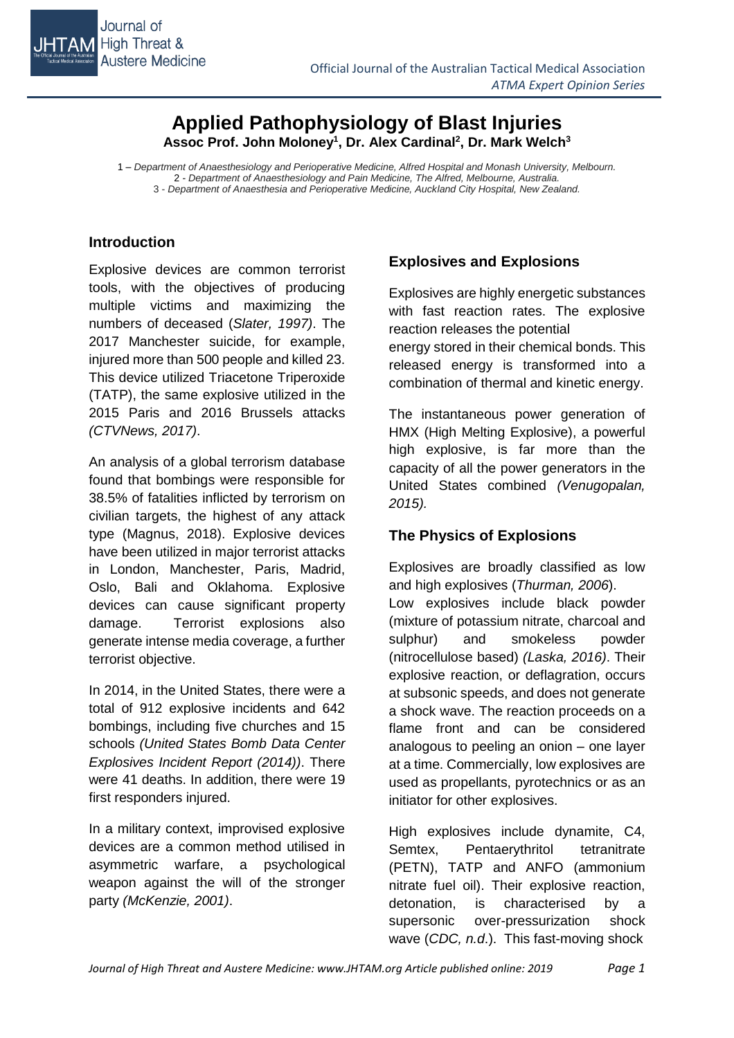# Applied Pathophysiology of Blast Injuries

**Assoc Prof. John Moloney[1], Dr. Alex Cardinal[2], Dr. Mark Welch[3]**

1 – *Department of Anaesthesiology and Perioperative Medicine, Alfred Hospital and Monash University, Melbourn.*
2 - *Department of Anaesthesiology and Pain Medicine, The Alfred, Melbourne, Australia.*
3 - *Department of Anaesthesia and Perioperative Medicine, Auckland City Hospital, New Zealand.*

## Introduction

Explosive devices are common terrorist tools, with the objectives of producing multiple victims and maximizing the numbers of deceased (*Slater, 1997)*. The 2017 Manchester suicide, for example, injured more than 500 people and killed 23. This device utilized Triacetone Triperoxide (TATP), the same explosive utilized in the 2015 Paris and 2016 Brussels attacks *(CTVNews, 2017)*.

An analysis of a global terrorism database found that bombings were responsible for 38.5% of fatalities inflicted by terrorism on civilian targets, the highest of any attack type (Magnus, 2018). Explosive devices have been utilized in major terrorist attacks in London, Manchester, Paris, Madrid, Oslo, Bali and Oklahoma. Explosive devices can cause significant property damage. Terrorist explosions also generate intense media coverage, a further terrorist objective.

In 2014, in the United States, there were a total of 912 explosive incidents and 642 bombings, including five churches and 15 schools *(United States Bomb Data Center Explosives Incident Report (2014))*. There were 41 deaths. In addition, there were 19 first responders injured.

In a military context, improvised explosive devices are a common method utilised in asymmetric warfare, a psychological weapon against the will of the stronger party *(McKenzie, 2001)*.

## Explosives and Explosions

Explosives are highly energetic substances with fast reaction rates. The explosive reaction releases the potential energy stored in their chemical bonds. This released energy is transformed into a combination of thermal and kinetic energy.

The instantaneous power generation of HMX (High Melting Explosive), a powerful high explosive, is far more than the capacity of all the power generators in the United States combined *(Venugopalan, 2015).*

## The Physics of Explosions

Explosives are broadly classified as low and high explosives (*Thurman, 2006*).
Low explosives include black powder (mixture of potassium nitrate, charcoal and sulphur) and smokeless powder (nitrocellulose based) *(Laska, 2016)*. Their explosive reaction, or deflagration, occurs at subsonic speeds, and does not generate a shock wave. The reaction proceeds on a flame front and can be considered analogous to peeling an onion – one layer at a time. Commercially, low explosives are used as propellants, pyrotechnics or as an initiator for other explosives.

High explosives include dynamite, C4, Semtex, Pentaerythritol tetranitrate (PETN), TATP and ANFO (ammonium nitrate fuel oil). Their explosive reaction, detonation, is characterised by a supersonic over-pressurization shock wave (*CDC, n.d.*). This fast-moving shock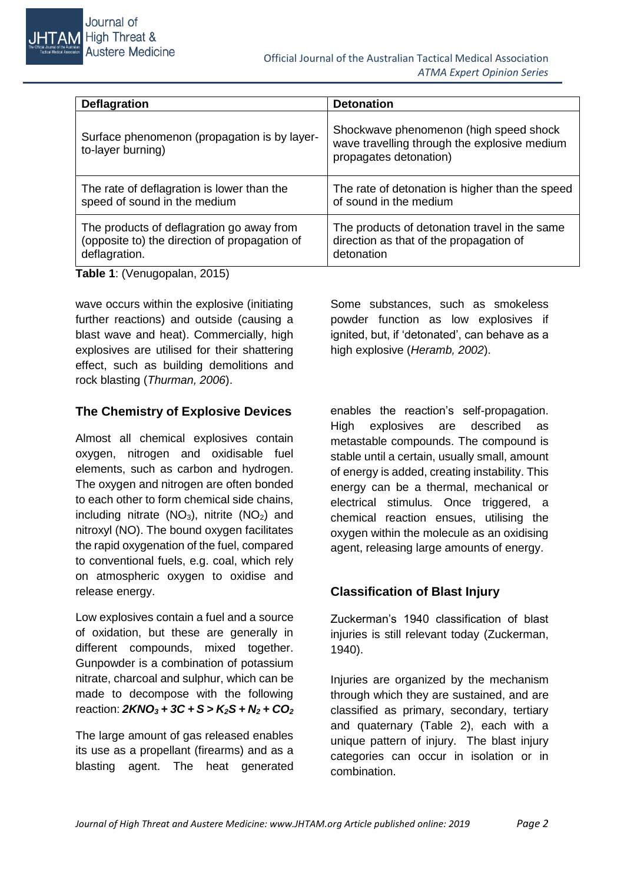| Deflagration | Detonation |
|---|---|
| Surface phenomenon (propagation is by layer-to-layer burning) | Shockwave phenomenon (high speed shock wave travelling through the explosive medium propagates detonation) |
| The rate of deflagration is lower than the speed of sound in the medium | The rate of detonation is higher than the speed of sound in the medium |
| The products of deflagration go away from (opposite to) the direction of propagation of deflagration. | The products of detonation travel in the same direction as that of the propagation of detonation |

**Table 1**: (Venugopalan, 2015)

wave occurs within the explosive (initiating further reactions) and outside (causing a blast wave and heat). Commercially, high explosives are utilised for their shattering effect, such as building demolitions and rock blasting (*Thurman, 2006*).

Some substances, such as smokeless powder function as low explosives if ignited, but, if 'detonated', can behave as a high explosive (*Heramb, 2002*).

## The Chemistry of Explosive Devices

Almost all chemical explosives contain oxygen, nitrogen and oxidisable fuel elements, such as carbon and hydrogen. The oxygen and nitrogen are often bonded to each other to form chemical side chains, including nitrate ($NO_3$), nitrite ($NO_2$) and nitroxyl (NO). The bound oxygen facilitates the rapid oxygenation of the fuel, compared to conventional fuels, e.g. coal, which rely on atmospheric oxygen to oxidise and release energy.

Low explosives contain a fuel and a source of oxidation, but these are generally in different compounds, mixed together. Gunpowder is a combination of potassium nitrate, charcoal and sulphur, which can be made to decompose with the following reaction: $\boldsymbol{2KNO_3 + 3C + S > K_2S + N_2 + CO_2}$

The large amount of gas released enables its use as a propellant (firearms) and as a blasting agent. The heat generated enables the reaction's self-propagation. High explosives are described as metastable compounds. The compound is stable until a certain, usually small, amount of energy is added, creating instability. This energy can be a thermal, mechanical or electrical stimulus. Once triggered, a chemical reaction ensues, utilising the oxygen within the molecule as an oxidising agent, releasing large amounts of energy.

## Classification of Blast Injury

Zuckerman's 1940 classification of blast injuries is still relevant today (Zuckerman, 1940).

Injuries are organized by the mechanism through which they are sustained, and are classified as primary, secondary, tertiary and quaternary (Table 2), each with a unique pattern of injury. The blast injury categories can occur in isolation or in combination.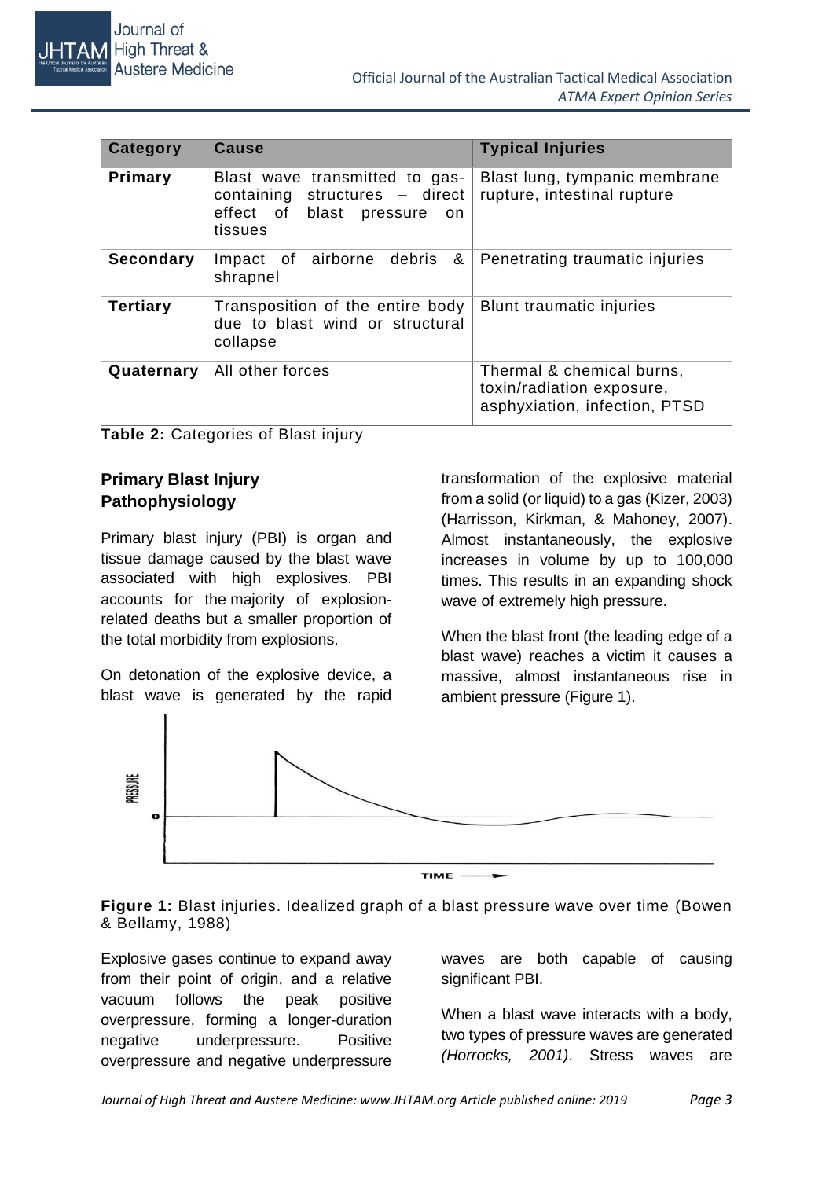| Category | Cause | Typical Injuries |
| --- | --- | --- |
| **Primary** | Blast wave transmitted to gas-containing structures – direct effect of blast pressure on tissues | Blast lung, tympanic membrane rupture, intestinal rupture |
| **Secondary** | Impact of airborne debris & shrapnel | Penetrating traumatic injuries |
| **Tertiary** | Transposition of the entire body due to blast wind or structural collapse | Blunt traumatic injuries |
| **Quaternary** | All other forces | Thermal & chemical burns, toxin/radiation exposure, asphyxiation, infection, PTSD |

**Table 2:** Categories of Blast injury

## Primary Blast Injury Pathophysiology

Primary blast injury (PBI) is organ and tissue damage caused by the blast wave associated with high explosives. PBI accounts for the majority of explosion-related deaths but a smaller proportion of the total morbidity from explosions.

On detonation of the explosive device, a blast wave is generated by the rapid transformation of the explosive material from a solid (or liquid) to a gas (Kizer, 2003) (Harrisson, Kirkman, & Mahoney, 2007). Almost instantaneously, the explosive increases in volume by up to 100,000 times. This results in an expanding shock wave of extremely high pressure.

When the blast front (the leading edge of a blast wave) reaches a victim it causes a massive, almost instantaneous rise in ambient pressure (Figure 1).

**Figure 1:** Blast injuries. Idealized graph of a blast pressure wave over time (Bowen & Bellamy, 1988)

Explosive gases continue to expand away from their point of origin, and a relative vacuum follows the peak positive overpressure, forming a longer-duration negative underpressure. Positive overpressure and negative underpressure waves are both capable of causing significant PBI.

When a blast wave interacts with a body, two types of pressure waves are generated *(Horrocks, 2001)*. Stress waves are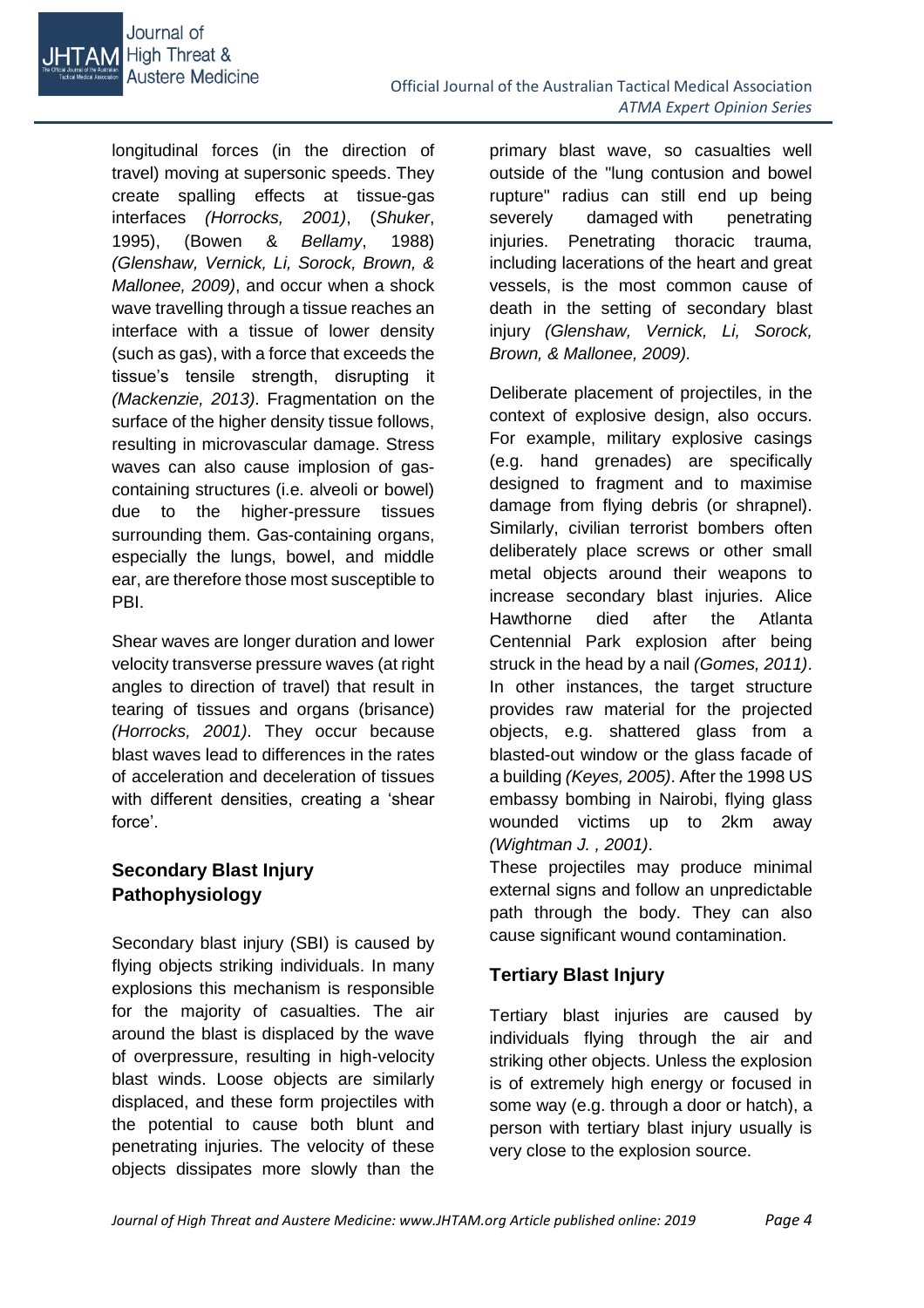longitudinal forces (in the direction of travel) moving at supersonic speeds. They create spalling effects at tissue-gas interfaces *(Horrocks, 2001)*, (*Shuker*, 1995), (Bowen & *Bellamy*, 1988) *(Glenshaw, Vernick, Li, Sorock, Brown, & Mallonee, 2009)*, and occur when a shock wave travelling through a tissue reaches an interface with a tissue of lower density (such as gas), with a force that exceeds the tissue's tensile strength, disrupting it *(Mackenzie, 2013)*. Fragmentation on the surface of the higher density tissue follows, resulting in microvascular damage. Stress waves can also cause implosion of gas-containing structures (i.e. alveoli or bowel) due to the higher-pressure tissues surrounding them. Gas-containing organs, especially the lungs, bowel, and middle ear, are therefore those most susceptible to PBI.

Shear waves are longer duration and lower velocity transverse pressure waves (at right angles to direction of travel) that result in tearing of tissues and organs (brisance) *(Horrocks, 2001)*. They occur because blast waves lead to differences in the rates of acceleration and deceleration of tissues with different densities, creating a 'shear force'.

## Secondary Blast Injury Pathophysiology

Secondary blast injury (SBI) is caused by flying objects striking individuals. In many explosions this mechanism is responsible for the majority of casualties. The air around the blast is displaced by the wave of overpressure, resulting in high-velocity blast winds. Loose objects are similarly displaced, and these form projectiles with the potential to cause both blunt and penetrating injuries. The velocity of these objects dissipates more slowly than the primary blast wave, so casualties well outside of the "lung contusion and bowel rupture" radius can still end up being severely damaged with penetrating injuries. Penetrating thoracic trauma, including lacerations of the heart and great vessels, is the most common cause of death in the setting of secondary blast injury *(Glenshaw, Vernick, Li, Sorock, Brown, & Mallonee, 2009).*

Deliberate placement of projectiles, in the context of explosive design, also occurs. For example, military explosive casings (e.g. hand grenades) are specifically designed to fragment and to maximise damage from flying debris (or shrapnel). Similarly, civilian terrorist bombers often deliberately place screws or other small metal objects around their weapons to increase secondary blast injuries. Alice Hawthorne died after the Atlanta Centennial Park explosion after being struck in the head by a nail *(Gomes, 2011)*. In other instances, the target structure provides raw material for the projected objects, e.g. shattered glass from a blasted-out window or the glass facade of a building *(Keyes, 2005)*. After the 1998 US embassy bombing in Nairobi, flying glass wounded victims up to 2km away *(Wightman J. , 2001)*.

These projectiles may produce minimal external signs and follow an unpredictable path through the body. They can also cause significant wound contamination.

## Tertiary Blast Injury

Tertiary blast injuries are caused by individuals flying through the air and striking other objects. Unless the explosion is of extremely high energy or focused in some way (e.g. through a door or hatch), a person with tertiary blast injury usually is very close to the explosion source.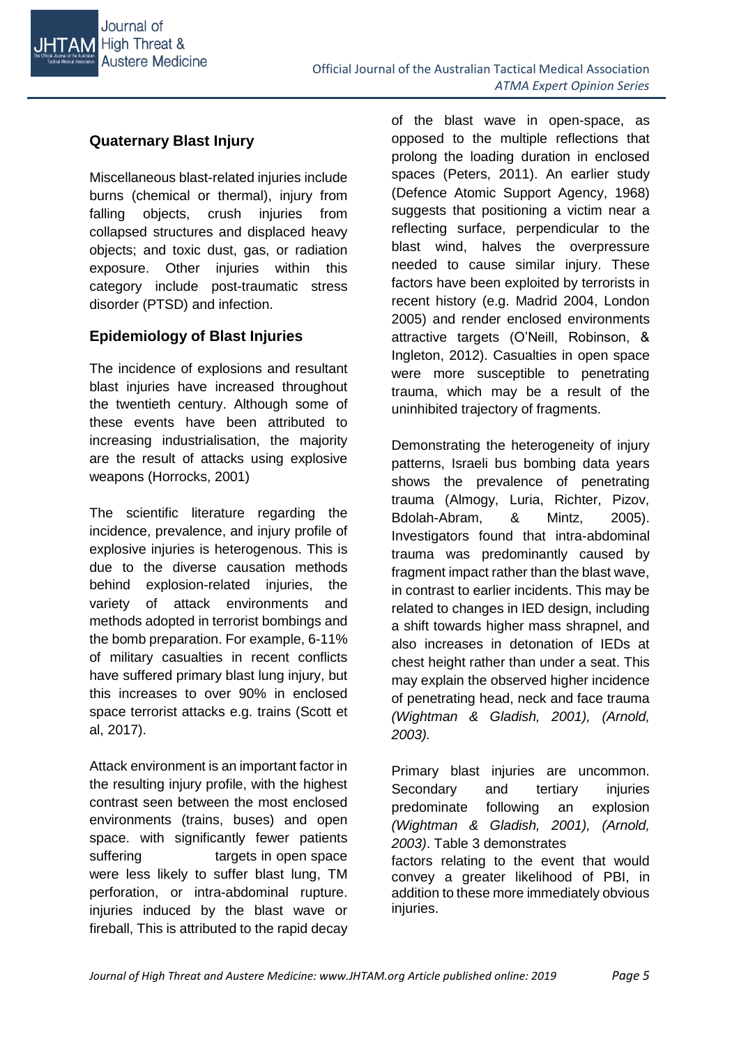## Quaternary Blast Injury

Miscellaneous blast-related injuries include burns (chemical or thermal), injury from falling objects, crush injuries from collapsed structures and displaced heavy objects; and toxic dust, gas, or radiation exposure. Other injuries within this category include post-traumatic stress disorder (PTSD) and infection.

## Epidemiology of Blast Injuries

The incidence of explosions and resultant blast injuries have increased throughout the twentieth century. Although some of these events have been attributed to increasing industrialisation, the majority are the result of attacks using explosive weapons (Horrocks, 2001)

The scientific literature regarding the incidence, prevalence, and injury profile of explosive injuries is heterogenous. This is due to the diverse causation methods behind explosion-related injuries, the variety of attack environments and methods adopted in terrorist bombings and the bomb preparation. For example, 6-11% of military casualties in recent conflicts have suffered primary blast lung injury, but this increases to over 90% in enclosed space terrorist attacks e.g. trains (Scott et al, 2017).

Attack environment is an important factor in the resulting injury profile, with the highest contrast seen between the most enclosed environments (trains, buses) and open space. with significantly fewer patients suffering targets in open space were less likely to suffer blast lung, TM perforation, or intra-abdominal rupture. injuries induced by the blast wave or fireball, This is attributed to the rapid decay of the blast wave in open-space, as opposed to the multiple reflections that prolong the loading duration in enclosed spaces (Peters, 2011). An earlier study (Defence Atomic Support Agency, 1968) suggests that positioning a victim near a reflecting surface, perpendicular to the blast wind, halves the overpressure needed to cause similar injury. These factors have been exploited by terrorists in recent history (e.g. Madrid 2004, London 2005) and render enclosed environments attractive targets (O'Neill, Robinson, & Ingleton, 2012). Casualties in open space were more susceptible to penetrating trauma, which may be a result of the uninhibited trajectory of fragments.

Demonstrating the heterogeneity of injury patterns, Israeli bus bombing data years shows the prevalence of penetrating trauma (Almogy, Luria, Richter, Pizov, Bdolah-Abram, & Mintz, 2005). Investigators found that intra-abdominal trauma was predominantly caused by fragment impact rather than the blast wave, in contrast to earlier incidents. This may be related to changes in IED design, including a shift towards higher mass shrapnel, and also increases in detonation of IEDs at chest height rather than under a seat. This may explain the observed higher incidence of penetrating head, neck and face trauma *(Wightman & Gladish, 2001), (Arnold, 2003).*

Primary blast injuries are uncommon. Secondary and tertiary injuries predominate following an explosion *(Wightman & Gladish, 2001), (Arnold, 2003)*. Table 3 demonstrates factors relating to the event that would convey a greater likelihood of PBI, in addition to these more immediately obvious injuries.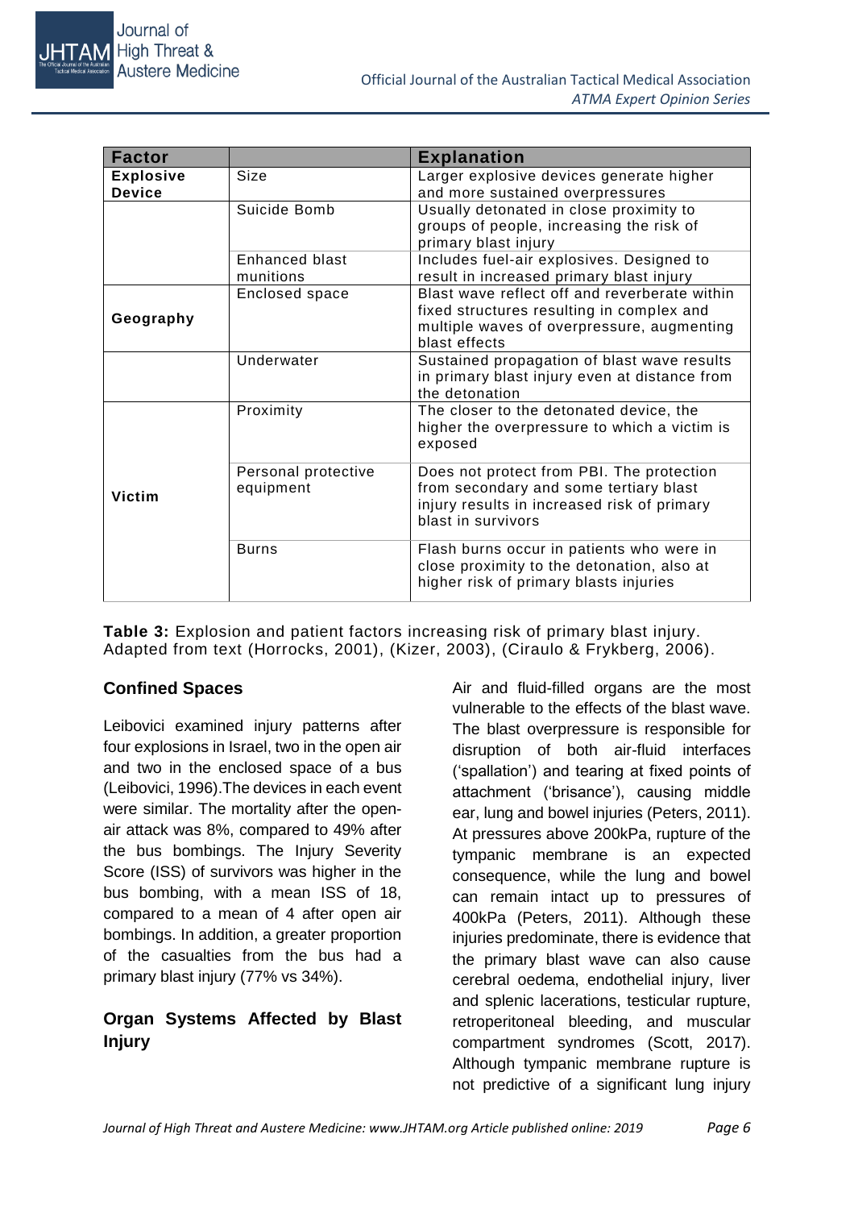| Factor | | Explanation |
|---|---|---|
| **Explosive Device** | Size | Larger explosive devices generate higher and more sustained overpressures |
| | Suicide Bomb | Usually detonated in close proximity to groups of people, increasing the risk of primary blast injury |
| | Enhanced blast munitions | Includes fuel-air explosives. Designed to result in increased primary blast injury |
| **Geography** | Enclosed space | Blast wave reflect off and reverberate within fixed structures resulting in complex and multiple waves of overpressure, augmenting blast effects |
| | Underwater | Sustained propagation of blast wave results in primary blast injury even at distance from the detonation |
| **Victim** | Proximity | The closer to the detonated device, the higher the overpressure to which a victim is exposed |
| | Personal protective equipment | Does not protect from PBI. The protection from secondary and some tertiary blast injury results in increased risk of primary blast in survivors |
| | Burns | Flash burns occur in patients who were in close proximity to the detonation, also at higher risk of primary blasts injuries |

**Table 3:** Explosion and patient factors increasing risk of primary blast injury. Adapted from text (Horrocks, 2001), (Kizer, 2003), (Ciraulo & Frykberg, 2006).

## Confined Spaces

Leibovici examined injury patterns after four explosions in Israel, two in the open air and two in the enclosed space of a bus (Leibovici, 1996).The devices in each event were similar. The mortality after the open-air attack was 8%, compared to 49% after the bus bombings. The Injury Severity Score (ISS) of survivors was higher in the bus bombing, with a mean ISS of 18, compared to a mean of 4 after open air bombings. In addition, a greater proportion of the casualties from the bus had a primary blast injury (77% vs 34%).

## Organ Systems Affected by Blast Injury

Air and fluid-filled organs are the most vulnerable to the effects of the blast wave. The blast overpressure is responsible for disruption of both air-fluid interfaces ('spallation') and tearing at fixed points of attachment ('brisance'), causing middle ear, lung and bowel injuries (Peters, 2011). At pressures above 200kPa, rupture of the tympanic membrane is an expected consequence, while the lung and bowel can remain intact up to pressures of 400kPa (Peters, 2011). Although these injuries predominate, there is evidence that the primary blast wave can also cause cerebral oedema, endothelial injury, liver and splenic lacerations, testicular rupture, retroperitoneal bleeding, and muscular compartment syndromes (Scott, 2017). Although tympanic membrane rupture is not predictive of a significant lung injury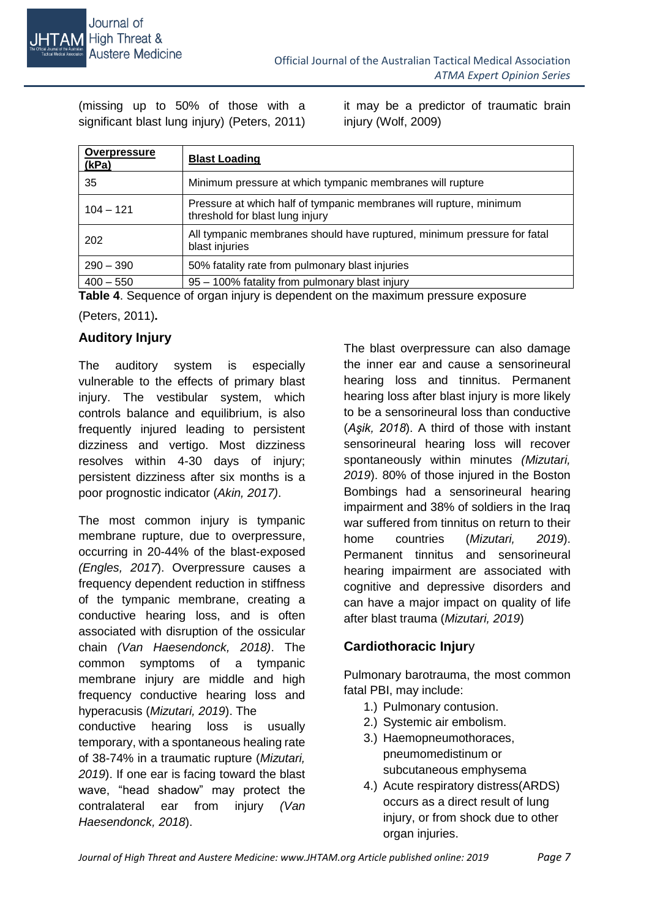(missing up to 50% of those with a significant blast lung injury) (Peters, 2011) it may be a predictor of traumatic brain injury (Wolf, 2009)

| **Overpressure (kPa)** | **Blast Loading** |
|---|---|
| 35 | Minimum pressure at which tympanic membranes will rupture |
| 104 – 121 | Pressure at which half of tympanic membranes will rupture, minimum threshold for blast lung injury |
| 202 | All tympanic membranes should have ruptured, minimum pressure for fatal blast injuries |
| 290 – 390 | 50% fatality rate from pulmonary blast injuries |
| 400 – 550 | 95 – 100% fatality from pulmonary blast injury |

**Table 4**. Sequence of organ injury is dependent on the maximum pressure exposure (Peters, 2011)**.**

## Auditory Injury

The auditory system is especially vulnerable to the effects of primary blast injury. The vestibular system, which controls balance and equilibrium, is also frequently injured leading to persistent dizziness and vertigo. Most dizziness resolves within 4-30 days of injury; persistent dizziness after six months is a poor prognostic indicator (*Akin, 2017)*.

The most common injury is tympanic membrane rupture, due to overpressure, occurring in 20-44% of the blast-exposed *(Engles, 2017*). Overpressure causes a frequency dependent reduction in stiffness of the tympanic membrane, creating a conductive hearing loss, and is often associated with disruption of the ossicular chain *(Van Haesendonck, 2018)*. The common symptoms of a tympanic membrane injury are middle and high frequency conductive hearing loss and hyperacusis (*Mizutari, 2019*). The conductive hearing loss is usually temporary, with a spontaneous healing rate of 38-74% in a traumatic rupture (*Mizutari, 2019*). If one ear is facing toward the blast wave, "head shadow" may protect the contralateral ear from injury *(Van Haesendonck, 2018*).

The blast overpressure can also damage the inner ear and cause a sensorineural hearing loss and tinnitus. Permanent hearing loss after blast injury is more likely to be a sensorineural loss than conductive (*Aşik, 2018*). A third of those with instant sensorineural hearing loss will recover spontaneously within minutes *(Mizutari, 2019*). 80% of those injured in the Boston Bombings had a sensorineural hearing impairment and 38% of soldiers in the Iraq war suffered from tinnitus on return to their home countries (*Mizutari, 2019*). Permanent tinnitus and sensorineural hearing impairment are associated with cognitive and depressive disorders and can have a major impact on quality of life after blast trauma (*Mizutari, 2019*)

## Cardiothoracic Injury

Pulmonary barotrauma, the most common fatal PBI, may include:

1.) Pulmonary contusion.
2.) Systemic air embolism.
3.) Haemopneumothoraces, pneumomedistinum or subcutaneous emphysema
4.) Acute respiratory distress(ARDS) occurs as a direct result of lung injury, or from shock due to other organ injuries.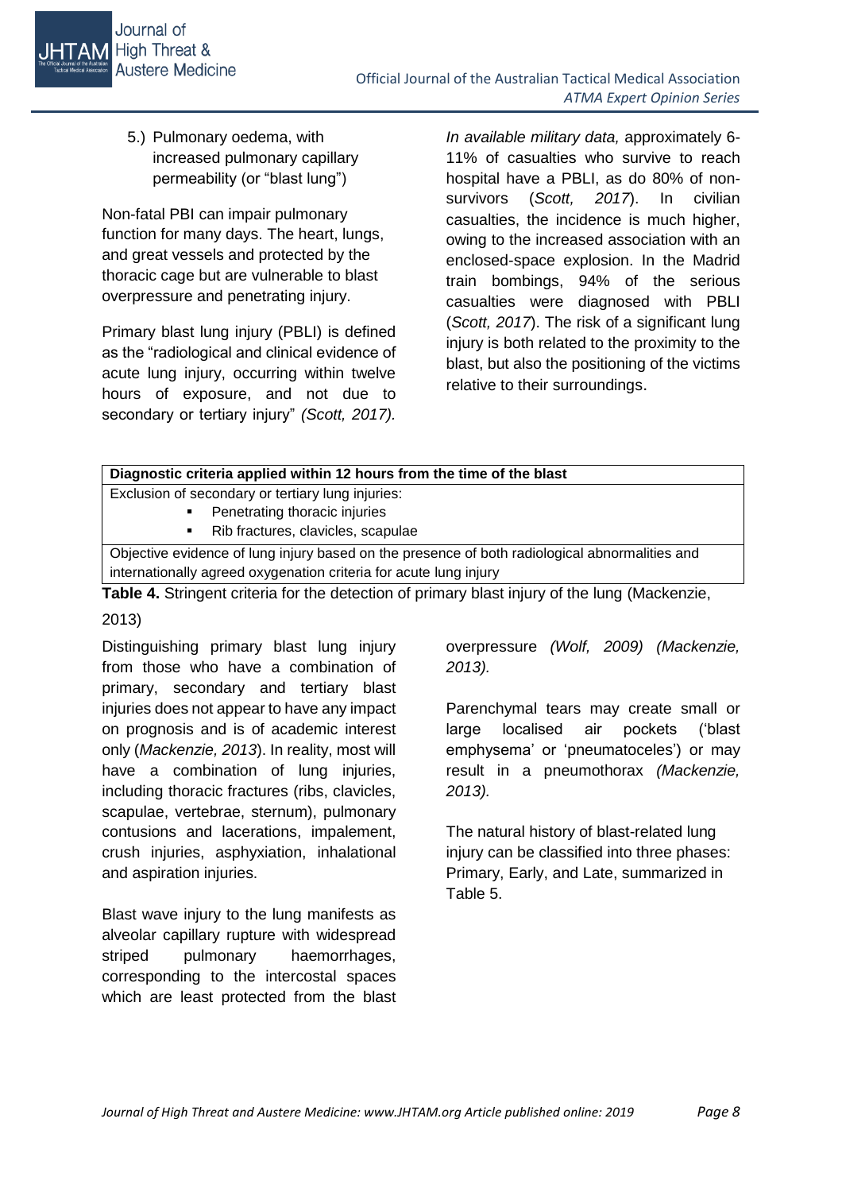5.) Pulmonary oedema, with increased pulmonary capillary permeability (or "blast lung")

Non-fatal PBI can impair pulmonary function for many days. The heart, lungs, and great vessels and protected by the thoracic cage but are vulnerable to blast overpressure and penetrating injury.

Primary blast lung injury (PBLI) is defined as the "radiological and clinical evidence of acute lung injury, occurring within twelve hours of exposure, and not due to secondary or tertiary injury" *(Scott, 2017).*

*In available military data,* approximately 6-11% of casualties who survive to reach hospital have a PBLI, as do 80% of non-survivors (*Scott, 2017*). In civilian casualties, the incidence is much higher, owing to the increased association with an enclosed-space explosion. In the Madrid train bombings, 94% of the serious casualties were diagnosed with PBLI (*Scott, 2017*). The risk of a significant lung injury is both related to the proximity to the blast, but also the positioning of the victims relative to their surroundings.

| **Diagnostic criteria applied within 12 hours from the time of the blast** |
| --- |
| Exclusion of secondary or tertiary lung injuries:<br>▪ Penetrating thoracic injuries<br>▪ Rib fractures, clavicles, scapulae |
| Objective evidence of lung injury based on the presence of both radiological abnormalities and internationally agreed oxygenation criteria for acute lung injury |

**Table 4.** Stringent criteria for the detection of primary blast injury of the lung (Mackenzie, 2013)

Distinguishing primary blast lung injury from those who have a combination of primary, secondary and tertiary blast injuries does not appear to have any impact on prognosis and is of academic interest only (*Mackenzie, 2013*). In reality, most will have a combination of lung injuries, including thoracic fractures (ribs, clavicles, scapulae, vertebrae, sternum), pulmonary contusions and lacerations, impalement, crush injuries, asphyxiation, inhalational and aspiration injuries.

Blast wave injury to the lung manifests as alveolar capillary rupture with widespread striped pulmonary haemorrhages, corresponding to the intercostal spaces which are least protected from the blast overpressure *(Wolf, 2009) (Mackenzie, 2013).*

Parenchymal tears may create small or large localised air pockets ('blast emphysema' or 'pneumatoceles') or may result in a pneumothorax *(Mackenzie, 2013).*

The natural history of blast-related lung injury can be classified into three phases: Primary, Early, and Late, summarized in Table 5.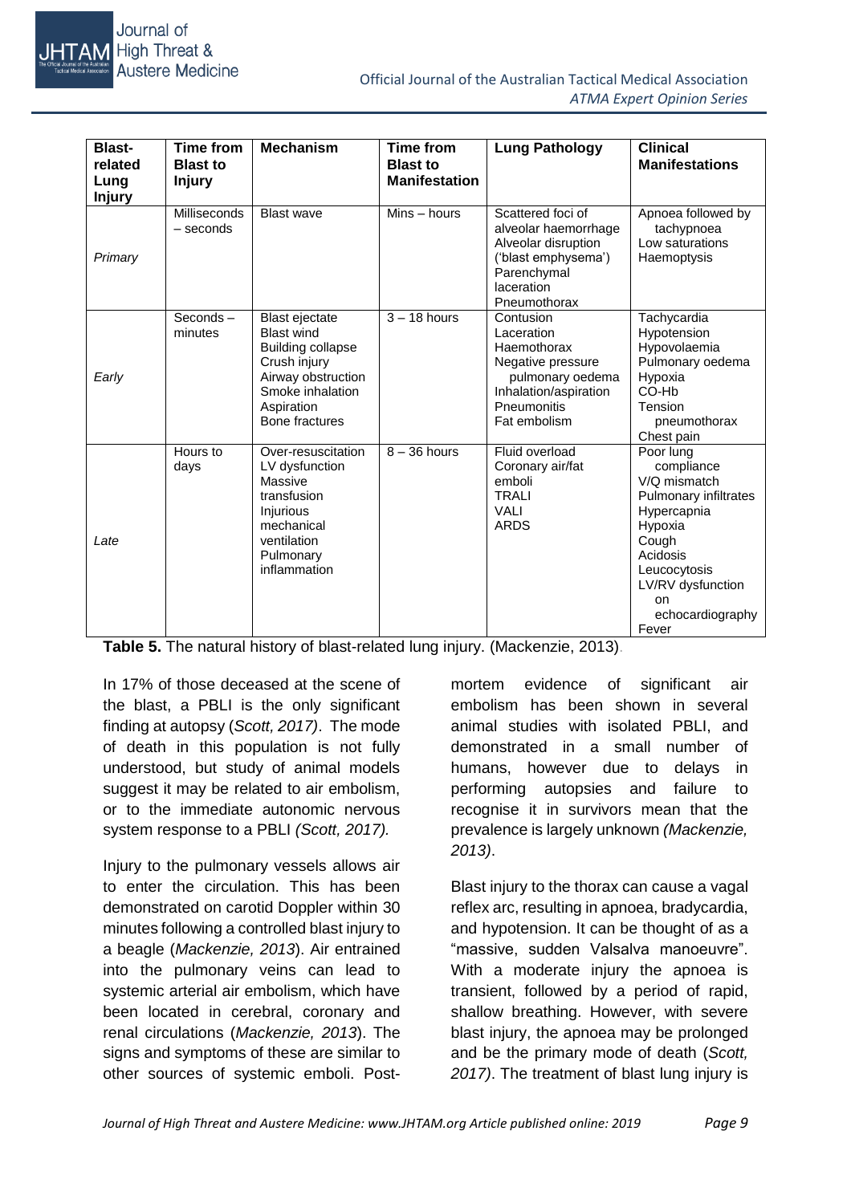| Blast-related Lung Injury | Time from Blast to Injury | Mechanism | Time from Blast to Manifestation | Lung Pathology | Clinical Manifestations |
|---|---|---|---|---|---|
| *Primary* | Milliseconds – seconds | Blast wave | Mins – hours | Scattered foci of alveolar haemorrhage<br>Alveolar disruption ('blast emphysema')<br>Parenchymal laceration<br>Pneumothorax | Apnoea followed by tachypnoea<br>Low saturations<br>Haemoptysis |
| *Early* | Seconds – minutes | Blast ejectate<br>Blast wind<br>Building collapse<br>Crush injury<br>Airway obstruction<br>Smoke inhalation<br>Aspiration<br>Bone fractures | 3 – 18 hours | Contusion<br>Laceration<br>Haemothorax<br>Negative pressure pulmonary oedema<br>Inhalation/aspiration<br>Pneumonitis<br>Fat embolism | Tachycardia<br>Hypotension<br>Hypovolaemia<br>Pulmonary oedema<br>Hypoxia<br>CO-Hb<br>Tension pneumothorax<br>Chest pain |
| *Late* | Hours to days | Over-resuscitation<br>LV dysfunction<br>Massive transfusion<br>Injurious mechanical ventilation<br>Pulmonary inflammation | 8 – 36 hours | Fluid overload<br>Coronary air/fat emboli<br>TRALI<br>VALI<br>ARDS | Poor lung compliance<br>V/Q mismatch<br>Pulmonary infiltrates<br>Hypercapnia<br>Hypoxia<br>Cough<br>Acidosis<br>Leucocytosis<br>LV/RV dysfunction on echocardiography<br>Fever |

**Table 5.** The natural history of blast-related lung injury. (Mackenzie, 2013).

In 17% of those deceased at the scene of the blast, a PBLI is the only significant finding at autopsy (*Scott, 2017)*. The mode of death in this population is not fully understood, but study of animal models suggest it may be related to air embolism, or to the immediate autonomic nervous system response to a PBLI *(Scott, 2017).*

Injury to the pulmonary vessels allows air to enter the circulation. This has been demonstrated on carotid Doppler within 30 minutes following a controlled blast injury to a beagle (*Mackenzie, 2013*). Air entrained into the pulmonary veins can lead to systemic arterial air embolism, which have been located in cerebral, coronary and renal circulations (*Mackenzie, 2013*). The signs and symptoms of these are similar to other sources of systemic emboli. Post-mortem evidence of significant air embolism has been shown in several animal studies with isolated PBLI, and demonstrated in a small number of humans, however due to delays in performing autopsies and failure to recognise it in survivors mean that the prevalence is largely unknown *(Mackenzie, 2013)*.

Blast injury to the thorax can cause a vagal reflex arc, resulting in apnoea, bradycardia, and hypotension. It can be thought of as a "massive, sudden Valsalva manoeuvre". With a moderate injury the apnoea is transient, followed by a period of rapid, shallow breathing. However, with severe blast injury, the apnoea may be prolonged and be the primary mode of death (*Scott, 2017)*. The treatment of blast lung injury is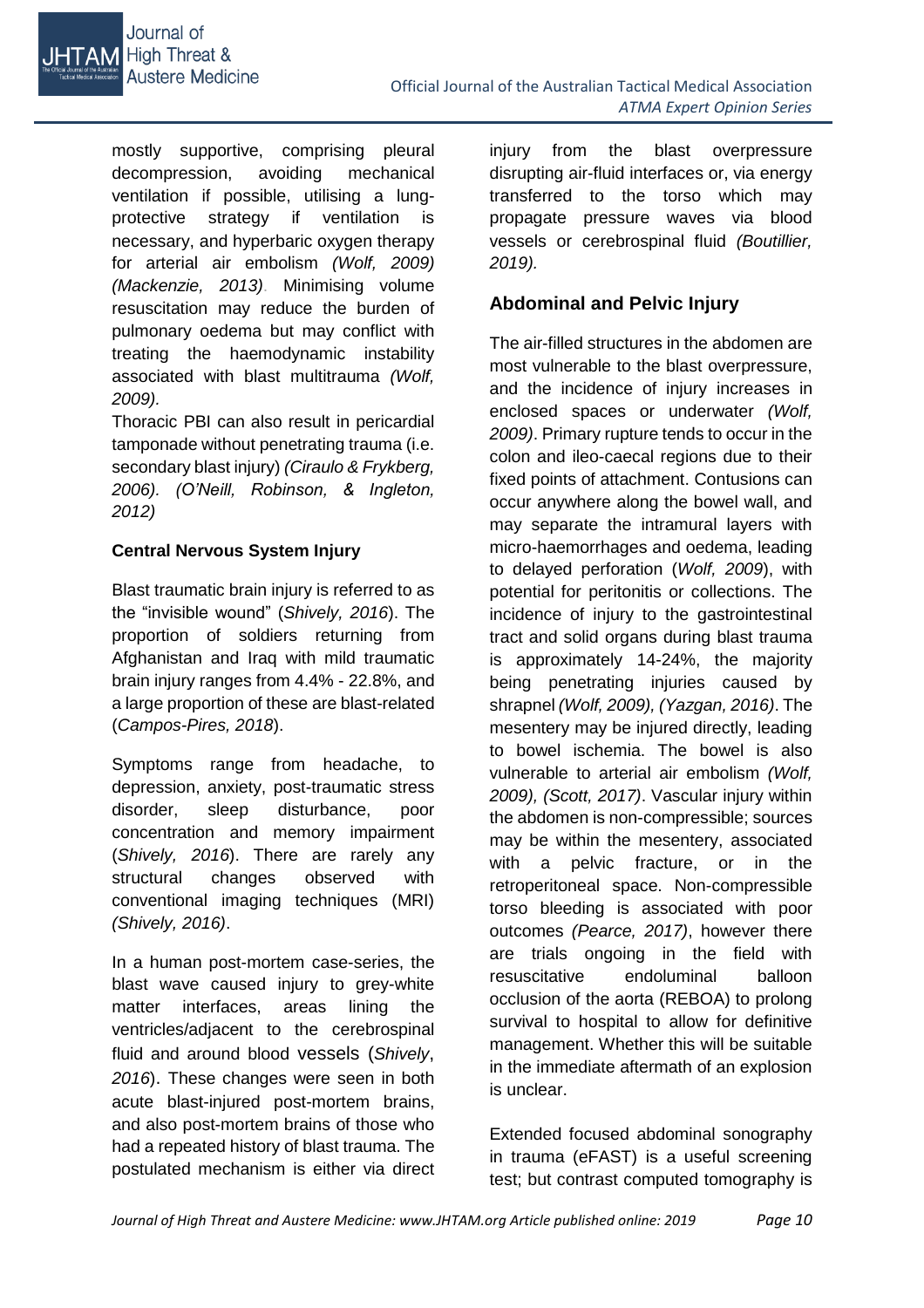mostly supportive, comprising pleural decompression, avoiding mechanical ventilation if possible, utilising a lung-protective strategy if ventilation is necessary, and hyperbaric oxygen therapy for arterial air embolism *(Wolf, 2009) (Mackenzie, 2013)*. Minimising volume resuscitation may reduce the burden of pulmonary oedema but may conflict with treating the haemodynamic instability associated with blast multitrauma *(Wolf, 2009).*

Thoracic PBI can also result in pericardial tamponade without penetrating trauma (i.e. secondary blast injury) *(Ciraulo & Frykberg, 2006). (O'Neill, Robinson, & Ingleton, 2012)*

**Central Nervous System Injury**

Blast traumatic brain injury is referred to as the "invisible wound" (*Shively, 2016*). The proportion of soldiers returning from Afghanistan and Iraq with mild traumatic brain injury ranges from 4.4% - 22.8%, and a large proportion of these are blast-related (*Campos-Pires, 2018*).

Symptoms range from headache, to depression, anxiety, post-traumatic stress disorder, sleep disturbance, poor concentration and memory impairment (*Shively, 2016*). There are rarely any structural changes observed with conventional imaging techniques (MRI) *(Shively, 2016)*.

In a human post-mortem case-series, the blast wave caused injury to grey-white matter interfaces, areas lining the ventricles/adjacent to the cerebrospinal fluid and around blood vessels (*Shively*, *2016*). These changes were seen in both acute blast-injured post-mortem brains, and also post-mortem brains of those who had a repeated history of blast trauma. The postulated mechanism is either via direct injury from the blast overpressure disrupting air-fluid interfaces or, via energy transferred to the torso which may propagate pressure waves via blood vessels or cerebrospinal fluid *(Boutillier, 2019).*

## Abdominal and Pelvic Injury

The air-filled structures in the abdomen are most vulnerable to the blast overpressure, and the incidence of injury increases in enclosed spaces or underwater *(Wolf, 2009)*. Primary rupture tends to occur in the colon and ileo-caecal regions due to their fixed points of attachment. Contusions can occur anywhere along the bowel wall, and may separate the intramural layers with micro-haemorrhages and oedema, leading to delayed perforation (*Wolf, 2009*), with potential for peritonitis or collections. The incidence of injury to the gastrointestinal tract and solid organs during blast trauma is approximately 14-24%, the majority being penetrating injuries caused by shrapnel *(Wolf, 2009), (Yazgan, 2016)*. The mesentery may be injured directly, leading to bowel ischemia. The bowel is also vulnerable to arterial air embolism *(Wolf, 2009), (Scott, 2017)*. Vascular injury within the abdomen is non-compressible; sources may be within the mesentery, associated with a pelvic fracture, or in the retroperitoneal space. Non-compressible torso bleeding is associated with poor outcomes *(Pearce, 2017)*, however there are trials ongoing in the field with resuscitative endoluminal balloon occlusion of the aorta (REBOA) to prolong survival to hospital to allow for definitive management. Whether this will be suitable in the immediate aftermath of an explosion is unclear.

Extended focused abdominal sonography in trauma (eFAST) is a useful screening test; but contrast computed tomography is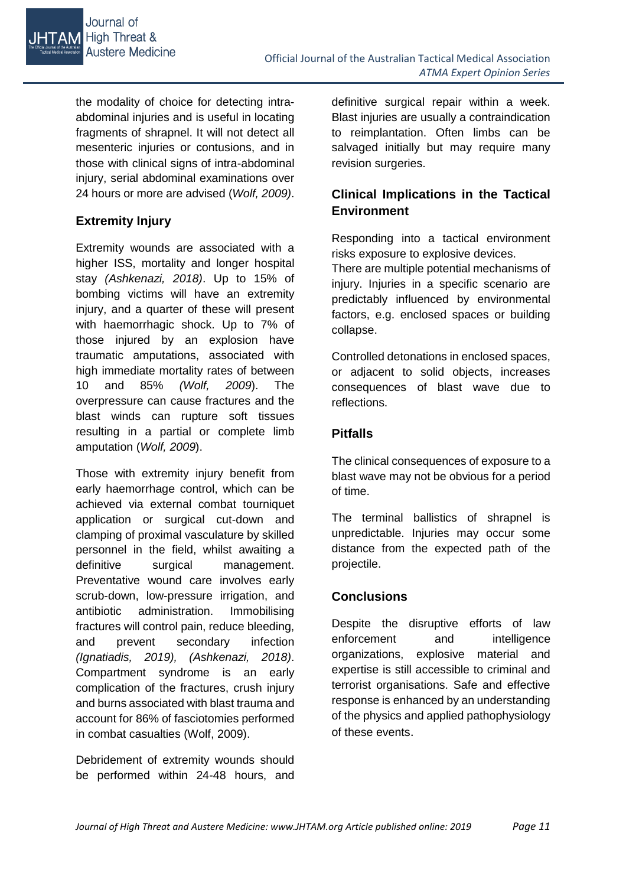the modality of choice for detecting intra-abdominal injuries and is useful in locating fragments of shrapnel. It will not detect all mesenteric injuries or contusions, and in those with clinical signs of intra-abdominal injury, serial abdominal examinations over 24 hours or more are advised (*Wolf, 2009)*.

## Extremity Injury

Extremity wounds are associated with a higher ISS, mortality and longer hospital stay *(Ashkenazi, 2018)*. Up to 15% of bombing victims will have an extremity injury, and a quarter of these will present with haemorrhagic shock. Up to 7% of those injured by an explosion have traumatic amputations, associated with high immediate mortality rates of between 10 and 85% *(Wolf, 2009*). The overpressure can cause fractures and the blast winds can rupture soft tissues resulting in a partial or complete limb amputation (*Wolf, 2009*).

Those with extremity injury benefit from early haemorrhage control, which can be achieved via external combat tourniquet application or surgical cut-down and clamping of proximal vasculature by skilled personnel in the field, whilst awaiting a definitive surgical management. Preventative wound care involves early scrub-down, low-pressure irrigation, and antibiotic administration. Immobilising fractures will control pain, reduce bleeding, and prevent secondary infection *(Ignatiadis, 2019), (Ashkenazi, 2018)*. Compartment syndrome is an early complication of the fractures, crush injury and burns associated with blast trauma and account for 86% of fasciotomies performed in combat casualties (Wolf, 2009).

Debridement of extremity wounds should be performed within 24-48 hours, and definitive surgical repair within a week. Blast injuries are usually a contraindication to reimplantation. Often limbs can be salvaged initially but may require many revision surgeries.

## Clinical Implications in the Tactical Environment

Responding into a tactical environment risks exposure to explosive devices.
There are multiple potential mechanisms of injury. Injuries in a specific scenario are predictably influenced by environmental factors, e.g. enclosed spaces or building collapse.

Controlled detonations in enclosed spaces, or adjacent to solid objects, increases consequences of blast wave due to reflections.

## Pitfalls

The clinical consequences of exposure to a blast wave may not be obvious for a period of time.

The terminal ballistics of shrapnel is unpredictable. Injuries may occur some distance from the expected path of the projectile.

## Conclusions

Despite the disruptive efforts of law enforcement and intelligence organizations, explosive material and expertise is still accessible to criminal and terrorist organisations. Safe and effective response is enhanced by an understanding of the physics and applied pathophysiology of these events.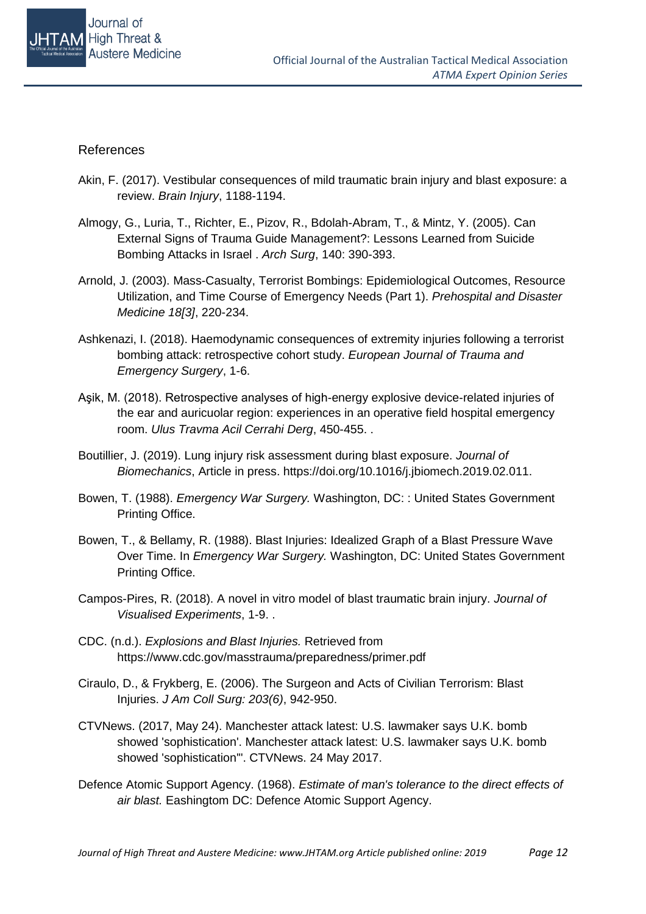## References

Akin, F. (2017). Vestibular consequences of mild traumatic brain injury and blast exposure: a review. *Brain Injury*, 1188-1194.

Almogy, G., Luria, T., Richter, E., Pizov, R., Bdolah-Abram, T., & Mintz, Y. (2005). Can External Signs of Trauma Guide Management?: Lessons Learned from Suicide Bombing Attacks in Israel . *Arch Surg*, 140: 390-393.

Arnold, J. (2003). Mass-Casualty, Terrorist Bombings: Epidemiological Outcomes, Resource Utilization, and Time Course of Emergency Needs (Part 1). *Prehospital and Disaster Medicine 18[3]*, 220-234.

Ashkenazi, I. (2018). Haemodynamic consequences of extremity injuries following a terrorist bombing attack: retrospective cohort study. *European Journal of Trauma and Emergency Surgery*, 1-6.

Aşik, M. (2018). Retrospective analyses of high-energy explosive device-related injuries of the ear and auricuolar region: experiences in an operative field hospital emergency room. *Ulus Travma Acil Cerrahi Derg*, 450-455. .

Boutillier, J. (2019). Lung injury risk assessment during blast exposure. *Journal of Biomechanics*, Article in press. https://doi.org/10.1016/j.jbiomech.2019.02.011.

Bowen, T. (1988). *Emergency War Surgery.* Washington, DC: : United States Government Printing Office.

Bowen, T., & Bellamy, R. (1988). Blast Injuries: Idealized Graph of a Blast Pressure Wave Over Time. In *Emergency War Surgery.* Washington, DC: United States Government Printing Office.

Campos-Pires, R. (2018). A novel in vitro model of blast traumatic brain injury. *Journal of Visualised Experiments*, 1-9. .

CDC. (n.d.). *Explosions and Blast Injuries.* Retrieved from https://www.cdc.gov/masstrauma/preparedness/primer.pdf

Ciraulo, D., & Frykberg, E. (2006). The Surgeon and Acts of Civilian Terrorism: Blast Injuries. *J Am Coll Surg: 203(6)*, 942-950.

CTVNews. (2017, May 24). Manchester attack latest: U.S. lawmaker says U.K. bomb showed 'sophistication'. Manchester attack latest: U.S. lawmaker says U.K. bomb showed 'sophistication'". CTVNews. 24 May 2017.

Defence Atomic Support Agency. (1968). *Estimate of man's tolerance to the direct effects of air blast.* Eashingtom DC: Defence Atomic Support Agency.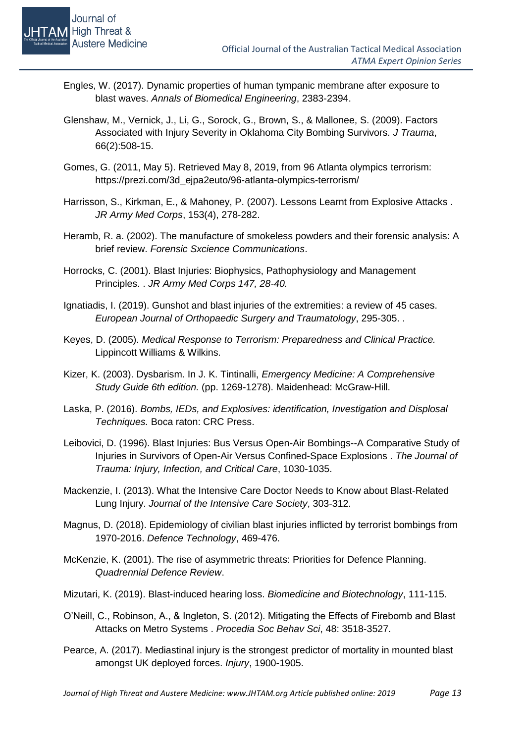Engles, W. (2017). Dynamic properties of human tympanic membrane after exposure to blast waves. *Annals of Biomedical Engineering*, 2383-2394.

Glenshaw, M., Vernick, J., Li, G., Sorock, G., Brown, S., & Mallonee, S. (2009). Factors Associated with Injury Severity in Oklahoma City Bombing Survivors. *J Trauma*, 66(2):508-15.

Gomes, G. (2011, May 5). Retrieved May 8, 2019, from 96 Atlanta olympics terrorism: https://prezi.com/3d_ejpa2euto/96-atlanta-olympics-terrorism/

Harrisson, S., Kirkman, E., & Mahoney, P. (2007). Lessons Learnt from Explosive Attacks . *JR Army Med Corps*, 153(4), 278-282.

Heramb, R. a. (2002). The manufacture of smokeless powders and their forensic analysis: A brief review. *Forensic Sxcience Communications*.

Horrocks, C. (2001). Blast Injuries: Biophysics, Pathophysiology and Management Principles. . *JR Army Med Corps 147, 28-40.*

Ignatiadis, I. (2019). Gunshot and blast injuries of the extremities: a review of 45 cases. *European Journal of Orthopaedic Surgery and Traumatology*, 295-305. .

Keyes, D. (2005). *Medical Response to Terrorism: Preparedness and Clinical Practice.* Lippincott Williams & Wilkins.

Kizer, K. (2003). Dysbarism. In J. K. Tintinalli, *Emergency Medicine: A Comprehensive Study Guide 6th edition.* (pp. 1269-1278). Maidenhead: McGraw-Hill.

Laska, P. (2016). *Bombs, IEDs, and Explosives: identification, Investigation and Displosal Techniques.* Boca raton: CRC Press.

Leibovici, D. (1996). Blast Injuries: Bus Versus Open-Air Bombings--A Comparative Study of Injuries in Survivors of Open-Air Versus Confined-Space Explosions . *The Journal of Trauma: Injury, Infection, and Critical Care*, 1030-1035.

Mackenzie, I. (2013). What the Intensive Care Doctor Needs to Know about Blast-Related Lung Injury. *Journal of the Intensive Care Society*, 303-312.

Magnus, D. (2018). Epidemiology of civilian blast injuries inflicted by terrorist bombings from 1970-2016. *Defence Technology*, 469-476.

McKenzie, K. (2001). The rise of asymmetric threats: Priorities for Defence Planning. *Quadrennial Defence Review*.

Mizutari, K. (2019). Blast-induced hearing loss. *Biomedicine and Biotechnology*, 111-115.

O'Neill, C., Robinson, A., & Ingleton, S. (2012). Mitigating the Effects of Firebomb and Blast Attacks on Metro Systems . *Procedia Soc Behav Sci*, 48: 3518-3527.

Pearce, A. (2017). Mediastinal injury is the strongest predictor of mortality in mounted blast amongst UK deployed forces. *Injury*, 1900-1905.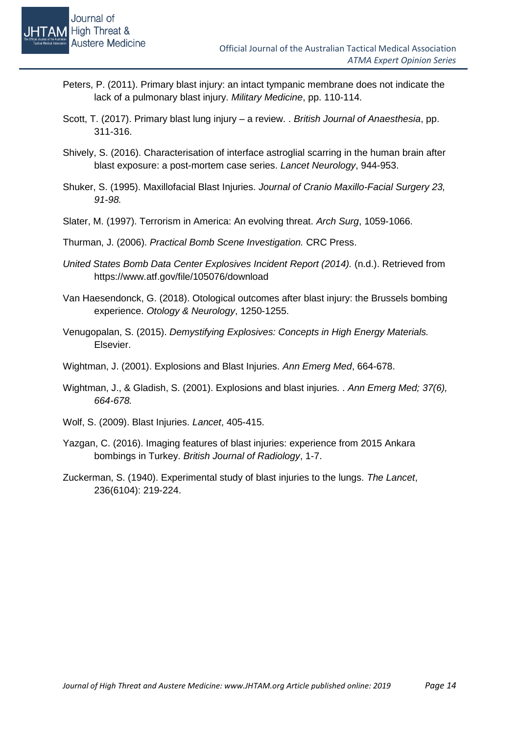Peters, P. (2011). Primary blast injury: an intact tympanic membrane does not indicate the lack of a pulmonary blast injury. *Military Medicine*, pp. 110-114.

Scott, T. (2017). Primary blast lung injury – a review. . *British Journal of Anaesthesia*, pp. 311-316.

Shively, S. (2016). Characterisation of interface astroglial scarring in the human brain after blast exposure: a post-mortem case series. *Lancet Neurology*, 944-953.

Shuker, S. (1995). Maxillofacial Blast Injuries. *Journal of Cranio Maxillo-Facial Surgery 23, 91-98.*

Slater, M. (1997). Terrorism in America: An evolving threat. *Arch Surg*, 1059-1066.

Thurman, J. (2006). *Practical Bomb Scene Investigation.* CRC Press.

*United States Bomb Data Center Explosives Incident Report (2014).* (n.d.). Retrieved from https://www.atf.gov/file/105076/download

Van Haesendonck, G. (2018). Otological outcomes after blast injury: the Brussels bombing experience. *Otology & Neurology*, 1250-1255.

Venugopalan, S. (2015). *Demystifying Explosives: Concepts in High Energy Materials.* Elsevier.

Wightman, J. (2001). Explosions and Blast Injuries. *Ann Emerg Med*, 664-678.

Wightman, J., & Gladish, S. (2001). Explosions and blast injuries. . *Ann Emerg Med; 37(6), 664-678.*

Wolf, S. (2009). Blast Injuries. *Lancet*, 405-415.

Yazgan, C. (2016). Imaging features of blast injuries: experience from 2015 Ankara bombings in Turkey. *British Journal of Radiology*, 1-7.

Zuckerman, S. (1940). Experimental study of blast injuries to the lungs. *The Lancet*, 236(6104): 219-224.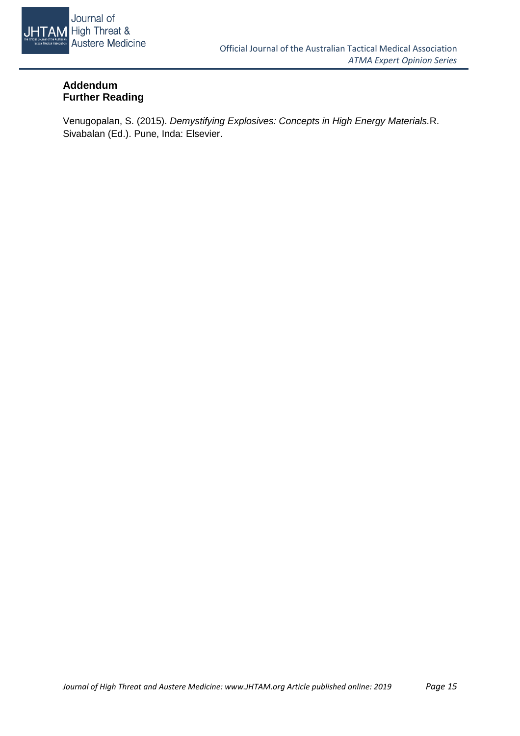**Addendum**
**Further Reading**

Venugopalan, S. (2015). *Demystifying Explosives: Concepts in High Energy Materials.* R. Sivabalan (Ed.). Pune, Inda: Elsevier.